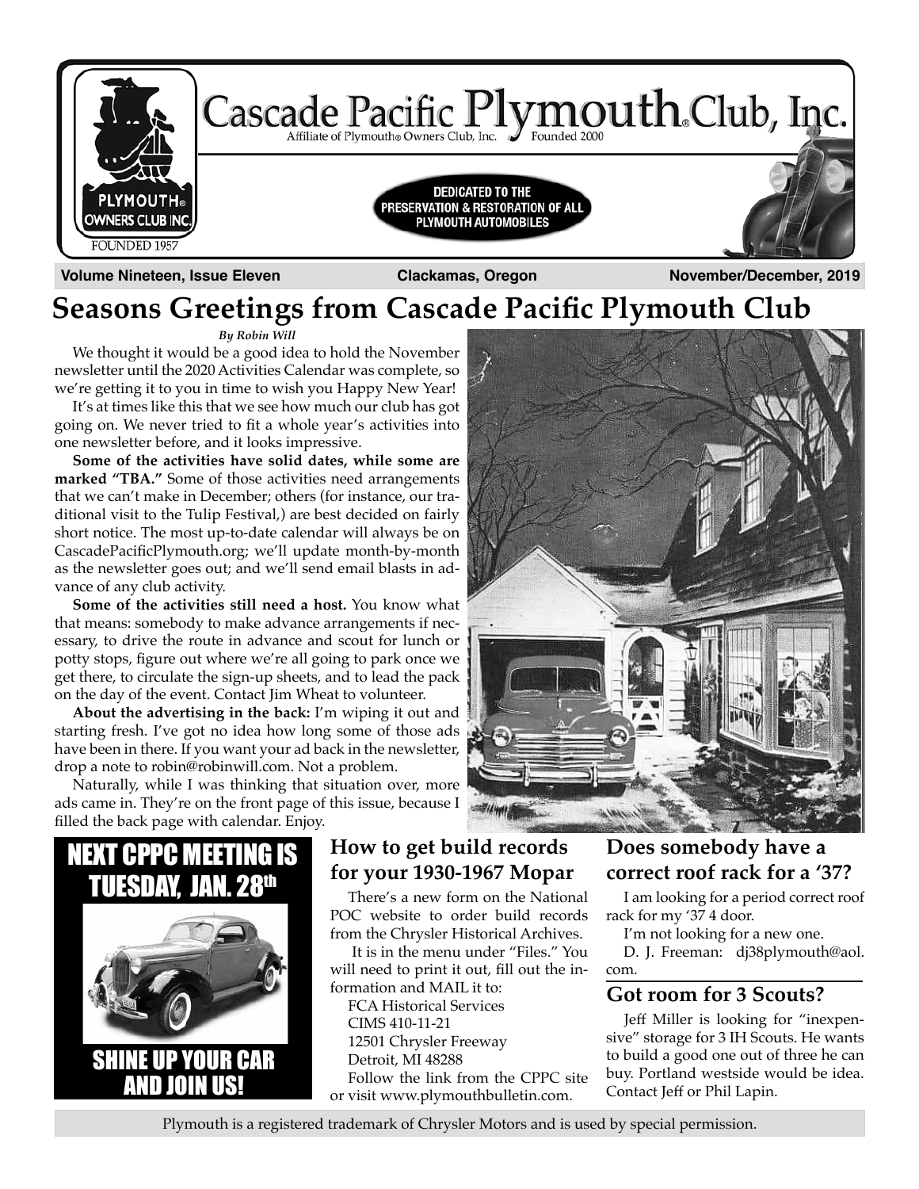# Cascade Pacific Plymouth® Club, Inc.

Affiliate of Plymouth® Owners Club, Inc. Founded 2000

DEDICATED TO THE PRESERVATION & RESTORATION OF ALL PLYMOUTH AUTOMOBILES

PLYMOUTH® OWNERS CLUB INC. FOUNDED 1957

**Volume Nineteen, Issue Eleven** — **Clackamas, Oregon** — **November/December, 2019**

# Seasons Greetings from Cascade Pacific Plymouth Club

*By Robin Will*

We thought it would be a good idea to hold the November newsletter until the 2020 Activities Calendar was complete, so we're getting it to you in time to wish you Happy New Year!

It's at times like this that we see how much our club has got going on. We never tried to fit a whole year's activities into one newsletter before, and it looks impressive.

**Some of the activities have solid dates, while some are marked "TBA."** Some of those activities need arrangements that we can't make in December; others (for instance, our traditional visit to the Tulip Festival,) are best decided on fairly short notice. The most up-to-date calendar will always be on CascadePacificPlymouth.org; we'll update month-by-month as the newsletter goes out; and we'll send email blasts in advance of any club activity.

**Some of the activities still need a host.** You know what that means: somebody to make advance arrangements if necessary, to drive the route in advance and scout for lunch or potty stops, figure out where we're all going to park once we get there, to circulate the sign-up sheets, and to lead the pack on the day of the event. Contact Jim Wheat to volunteer.

**About the advertising in the back:** I'm wiping it out and starting fresh. I've got no idea how long some of those ads have been in there. If you want your ad back in the newsletter, drop a note to robin@robinwill.com. Not a problem.

Naturally, while I was thinking that situation over, more ads came in. They're on the front page of this issue, because I filled the back page with calendar. Enjoy.

## NEXT CPPC MEETING IS TUESDAY, JAN. 28th

## SHINE UP YOUR CAR AND JOIN US!

## How to get build records for your 1930-1967 Mopar

There's a new form on the National POC website to order build records from the Chrysler Historical Archives.

It is in the menu under "Files." You will need to print it out, fill out the information and MAIL it to:

FCA Historical Services
CIMS 410-11-21
12501 Chrysler Freeway
Detroit, MI 48288

Follow the link from the CPPC site or visit www.plymouthbulletin.com.

## Does somebody have a correct roof rack for a '37?

I am looking for a period correct roof rack for my '37 4 door.

I'm not looking for a new one.

D. J. Freeman: dj38plymouth@aol.com.

## Got room for 3 Scouts?

Jeff Miller is looking for "inexpensive" storage for 3 IH Scouts. He wants to build a good one out of three he can buy. Portland westside would be idea. Contact Jeff or Phil Lapin.

Plymouth is a registered trademark of Chrysler Motors and is used by special permission.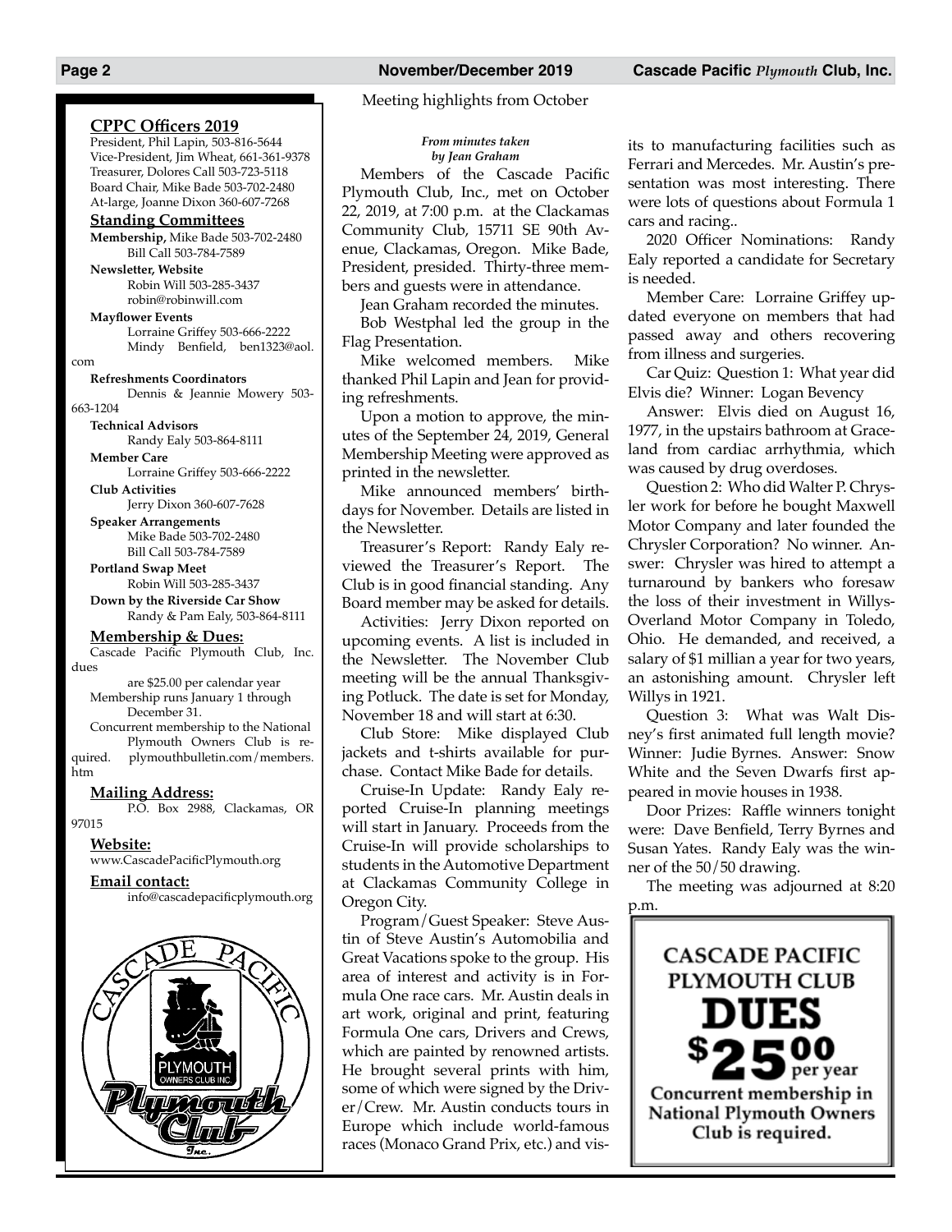## CPPC Officers 2019

President, Phil Lapin, 503-816-5644
Vice-President, Jim Wheat, 661-361-9378
Treasurer, Dolores Call 503-723-5118
Board Chair, Mike Bade 503-702-2480
At-large, Joanne Dixon 360-607-7268

### Standing Committees

**Membership,** Mike Bade 503-702-2480
Bill Call 503-784-7589

**Newsletter, Website**
Robin Will 503-285-3437
robin@robinwill.com

**Mayflower Events**
Lorraine Griffey 503-666-2222
Mindy Benfield, ben1323@aol.com

**Refreshments Coordinators**
Dennis & Jeannie Mowery 503-663-1204

**Technical Advisors**
Randy Ealy 503-864-8111

**Member Care**
Lorraine Griffey 503-666-2222

**Club Activities**
Jerry Dixon 360-607-7628

**Speaker Arrangements**
Mike Bade 503-702-2480
Bill Call 503-784-7589

**Portland Swap Meet**
Robin Will 503-285-3437

**Down by the Riverside Car Show**
Randy & Pam Ealy, 503-864-8111

### Membership & Dues:

Cascade Pacific Plymouth Club, Inc. dues are $25.00 per calendar year
Membership runs January 1 through December 31.
Concurrent membership to the National Plymouth Owners Club is required. plymouthbulletin.com/members.htm

### Mailing Address:

P.O. Box 2988, Clackamas, OR 97015

### Website:

www.CascadePacificPlymouth.org

### Email contact:

info@cascadepacificplymouth.org

## Meeting highlights from October

***From minutes taken by Jean Graham***

Members of the Cascade Pacific Plymouth Club, Inc., met on October 22, 2019, at 7:00 p.m. at the Clackamas Community Club, 15711 SE 90th Avenue, Clackamas, Oregon. Mike Bade, President, presided. Thirty-three members and guests were in attendance.

Jean Graham recorded the minutes.

Bob Westphal led the group in the Flag Presentation.

Mike welcomed members. Mike thanked Phil Lapin and Jean for providing refreshments.

Upon a motion to approve, the minutes of the September 24, 2019, General Membership Meeting were approved as printed in the newsletter.

Mike announced members' birthdays for November. Details are listed in the Newsletter.

Treasurer's Report: Randy Ealy reviewed the Treasurer's Report. The Club is in good financial standing. Any Board member may be asked for details.

Activities: Jerry Dixon reported on upcoming events. A list is included in the Newsletter. The November Club meeting will be the annual Thanksgiving Potluck. The date is set for Monday, November 18 and will start at 6:30.

Club Store: Mike displayed Club jackets and t-shirts available for purchase. Contact Mike Bade for details.

Cruise-In Update: Randy Ealy reported Cruise-In planning meetings will start in January. Proceeds from the Cruise-In will provide scholarships to students in the Automotive Department at Clackamas Community College in Oregon City.

Program/Guest Speaker: Steve Austin of Steve Austin's Automobilia and Great Vacations spoke to the group. His area of interest and activity is in Formula One race cars. Mr. Austin deals in art work, original and print, featuring Formula One cars, Drivers and Crews, which are painted by renowned artists. He brought several prints with him, some of which were signed by the Driver/Crew. Mr. Austin conducts tours in Europe which include world-famous races (Monaco Grand Prix, etc.) and visits to manufacturing facilities such as Ferrari and Mercedes. Mr. Austin's presentation was most interesting. There were lots of questions about Formula 1 cars and racing..

2020 Officer Nominations: Randy Ealy reported a candidate for Secretary is needed.

Member Care: Lorraine Griffey updated everyone on members that had passed away and others recovering from illness and surgeries.

Car Quiz: Question 1: What year did Elvis die? Winner: Logan Bevency

Answer: Elvis died on August 16, 1977, in the upstairs bathroom at Graceland from cardiac arrhythmia, which was caused by drug overdoses.

Question 2: Who did Walter P. Chrysler work for before he bought Maxwell Motor Company and later founded the Chrysler Corporation? No winner. Answer: Chrysler was hired to attempt a turnaround by bankers who foresaw the loss of their investment in Willys-Overland Motor Company in Toledo, Ohio. He demanded, and received, a salary of $1 millian a year for two years, an astonishing amount. Chrysler left Willys in 1921.

Question 3: What was Walt Disney's first animated full length movie? Winner: Judie Byrnes. Answer: Snow White and the Seven Dwarfs first appeared in movie houses in 1938.

Door Prizes: Raffle winners tonight were: Dave Benfield, Terry Byrnes and Susan Yates. Randy Ealy was the winner of the 50/50 drawing.

The meeting was adjourned at 8:20 p.m.

**CASCADE PACIFIC PLYMOUTH CLUB**

**DUES $25.00 per year**

**Concurrent membership in National Plymouth Owners Club is required.**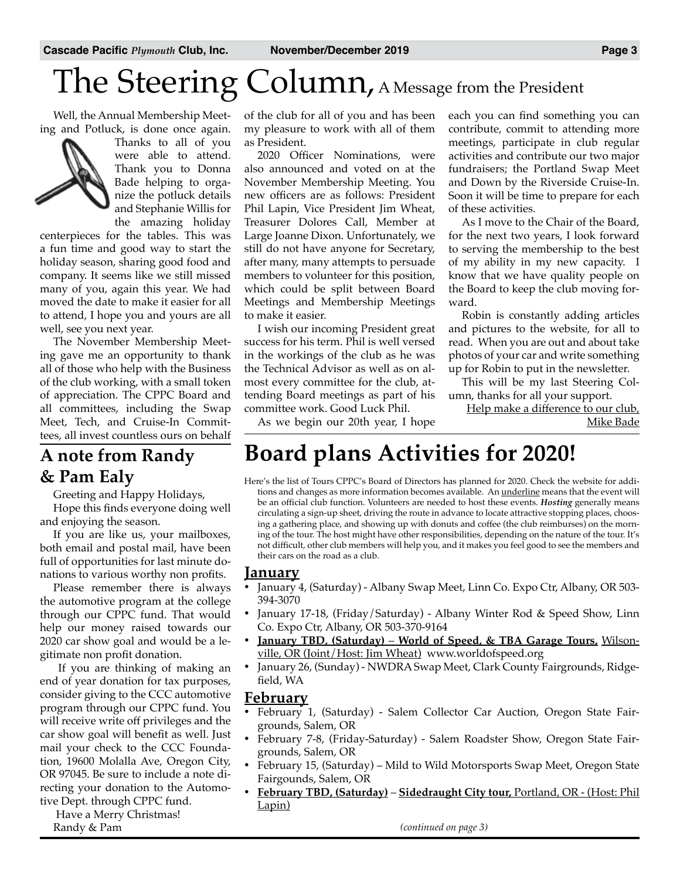# The Steering Column, A Message from the President

Well, the Annual Membership Meeting and Potluck, is done once again. Thanks to all of you were able to attend. Thank you to Donna Bade helping to organize the potluck details and Stephanie Willis for the amazing holiday centerpieces for the tables. This was a fun time and good way to start the holiday season, sharing good food and company. It seems like we still missed many of you, again this year. We had moved the date to make it easier for all to attend, I hope you and yours are all well, see you next year.

The November Membership Meeting gave me an opportunity to thank all of those who help with the Business of the club working, with a small token of appreciation. The CPPC Board and all committees, including the Swap Meet, Tech, and Cruise-In Committees, all invest countless ours on behalf of the club for all of you and has been my pleasure to work with all of them as President.

2020 Officer Nominations, were also announced and voted on at the November Membership Meeting. You new officers are as follows: President Phil Lapin, Vice President Jim Wheat, Treasurer Dolores Call, Member at Large Joanne Dixon. Unfortunately, we still do not have anyone for Secretary, after many, many attempts to persuade members to volunteer for this position, which could be split between Board Meetings and Membership Meetings to make it easier.

I wish our incoming President great success for his term. Phil is well versed in the workings of the club as he was the Technical Advisor as well as on almost every committee for the club, attending Board meetings as part of his committee work. Good Luck Phil.

As we begin our 20th year, I hope each you can find something you can contribute, commit to attending more meetings, participate in club regular activities and contribute our two major fundraisers; the Portland Swap Meet and Down by the Riverside Cruise-In. Soon it will be time to prepare for each of these activities.

As I move to the Chair of the Board, for the next two years, I look forward to serving the membership to the best of my ability in my new capacity. I know that we have quality people on the Board to keep the club moving forward.

Robin is constantly adding articles and pictures to the website, for all to read. When you are out and about take photos of your car and write something up for Robin to put in the newsletter.

This will be my last Steering Column, thanks for all your support.

Help make a difference to our club,
Mike Bade

## A note from Randy & Pam Ealy

Greeting and Happy Holidays,

Hope this finds everyone doing well and enjoying the season.

If you are like us, your mailboxes, both email and postal mail, have been full of opportunities for last minute donations to various worthy non profits.

Please remember there is always the automotive program at the college through our CPPC fund. That would help our money raised towards our 2020 car show goal and would be a legitimate non profit donation.

If you are thinking of making an end of year donation for tax purposes, consider giving to the CCC automotive program through our CPPC fund. You will receive write off privileges and the car show goal will benefit as well. Just mail your check to the CCC Foundation, 19600 Molalla Ave, Oregon City, OR 97045. Be sure to include a note directing your donation to the Automotive Dept. through CPPC fund.

Have a Merry Christmas!
Randy & Pam

# Board plans Activities for 2020!

Here's the list of Tours CPPC's Board of Directors has planned for 2020. Check the website for additions and changes as more information becomes available. An underline means that the event will be an official club function. Volunteers are needed to host these events. ***Hosting*** generally means circulating a sign-up sheet, driving the route in advance to locate attractive stopping places, choosing a gathering place, and showing up with donuts and coffee (the club reimburses) on the morning of the tour. The host might have other responsibilities, depending on the nature of the tour. It's not difficult, other club members will help you, and it makes you feel good to see the members and their cars on the road as a club.

### January

- January 4, (Saturday) - Albany Swap Meet, Linn Co. Expo Ctr, Albany, OR 503-394-3070
- January 17-18, (Friday/Saturday) - Albany Winter Rod & Speed Show, Linn Co. Expo Ctr, Albany, OR 503-370-9164
- **January TBD, (Saturday) – World of Speed, & TBA Garage Tours,** Wilsonville, OR (Joint/Host: Jim Wheat) www.worldofspeed.org
- January 26, (Sunday) - NWDRA Swap Meet, Clark County Fairgrounds, Ridgefield, WA

### February

- February 1, (Saturday) - Salem Collector Car Auction, Oregon State Fairgrounds, Salem, OR
- February 7-8, (Friday-Saturday) - Salem Roadster Show, Oregon State Fairgrounds, Salem, OR
- February 15, (Saturday) – Mild to Wild Motorsports Swap Meet, Oregon State Fairgounds, Salem, OR
- **February TBD, (Saturday)** – **Sidedraught City tour,** Portland, OR - (Host: Phil Lapin)

*(continued on page 3)*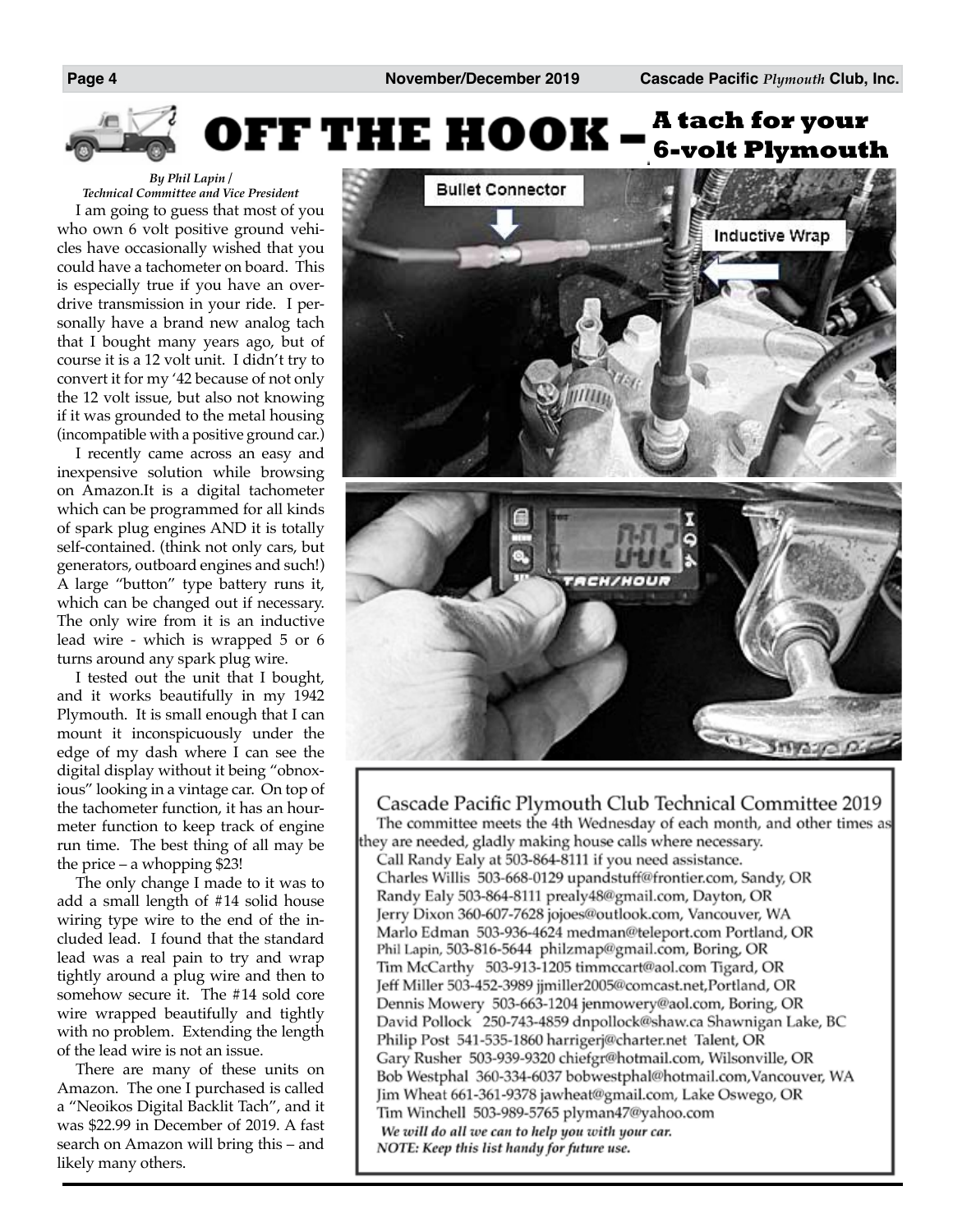# OFF THE HOOK – A tach for your 6-volt Plymouth

*By Phil Lapin / Technical Committee and Vice President*

I am going to guess that most of you who own 6 volt positive ground vehicles have occasionally wished that you could have a tachometer on board. This is especially true if you have an overdrive transmission in your ride. I personally have a brand new analog tach that I bought many years ago, but of course it is a 12 volt unit. I didn't try to convert it for my '42 because of not only the 12 volt issue, but also not knowing if it was grounded to the metal housing (incompatible with a positive ground car.)

I recently came across an easy and inexpensive solution while browsing on Amazon.It is a digital tachometer which can be programmed for all kinds of spark plug engines AND it is totally self-contained. (think not only cars, but generators, outboard engines and such!) A large "button" type battery runs it, which can be changed out if necessary. The only wire from it is an inductive lead wire - which is wrapped 5 or 6 turns around any spark plug wire.

I tested out the unit that I bought, and it works beautifully in my 1942 Plymouth. It is small enough that I can mount it inconspicuously under the edge of my dash where I can see the digital display without it being "obnoxious" looking in a vintage car. On top of the tachometer function, it has an hourmeter function to keep track of engine run time. The best thing of all may be the price – a whopping $23!

The only change I made to it was to add a small length of #14 solid house wiring type wire to the end of the included lead. I found that the standard lead was a real pain to try and wrap tightly around a plug wire and then to somehow secure it. The #14 sold core wire wrapped beautifully and tightly with no problem. Extending the length of the lead wire is not an issue.

There are many of these units on Amazon. The one I purchased is called a "Neoikos Digital Backlit Tach", and it was $22.99 in December of 2019. A fast search on Amazon will bring this – and likely many others.

Bullet Connector

Inductive Wrap

## Cascade Pacific Plymouth Club Technical Committee 2019

The committee meets the 4th Wednesday of each month, and other times as they are needed, gladly making house calls where necessary.

Call Randy Ealy at 503-864-8111 if you need assistance.

Charles Willis 503-668-0129 upandstuff@frontier.com, Sandy, OR
Randy Ealy 503-864-8111 prealy48@gmail.com, Dayton, OR
Jerry Dixon 360-607-7628 jojoes@outlook.com, Vancouver, WA
Marlo Edman 503-936-4624 medman@teleport.com Portland, OR
Phil Lapin, 503-816-5644 philzmap@gmail.com, Boring, OR
Tim McCarthy 503-913-1205 timmccart@aol.com Tigard, OR
Jeff Miller 503-452-3989 jjmiller2005@comcast.net,Portland, OR
Dennis Mowery 503-663-1204 jenmowery@aol.com, Boring, OR
David Pollock 250-743-4859 dnpollock@shaw.ca Shawnigan Lake, BC
Philip Post 541-535-1860 harrigerj@charter.net Talent, OR
Gary Rusher 503-939-9320 chiefgr@hotmail.com, Wilsonville, OR
Bob Westphal 360-334-6037 bobwestphal@hotmail.com,Vancouver, WA
Jim Wheat 661-361-9378 jawheat@gmail.com, Lake Oswego, OR
Tim Winchell 503-989-5765 plyman47@yahoo.com

*We will do all we can to help you with your car.*
*NOTE: Keep this list handy for future use.*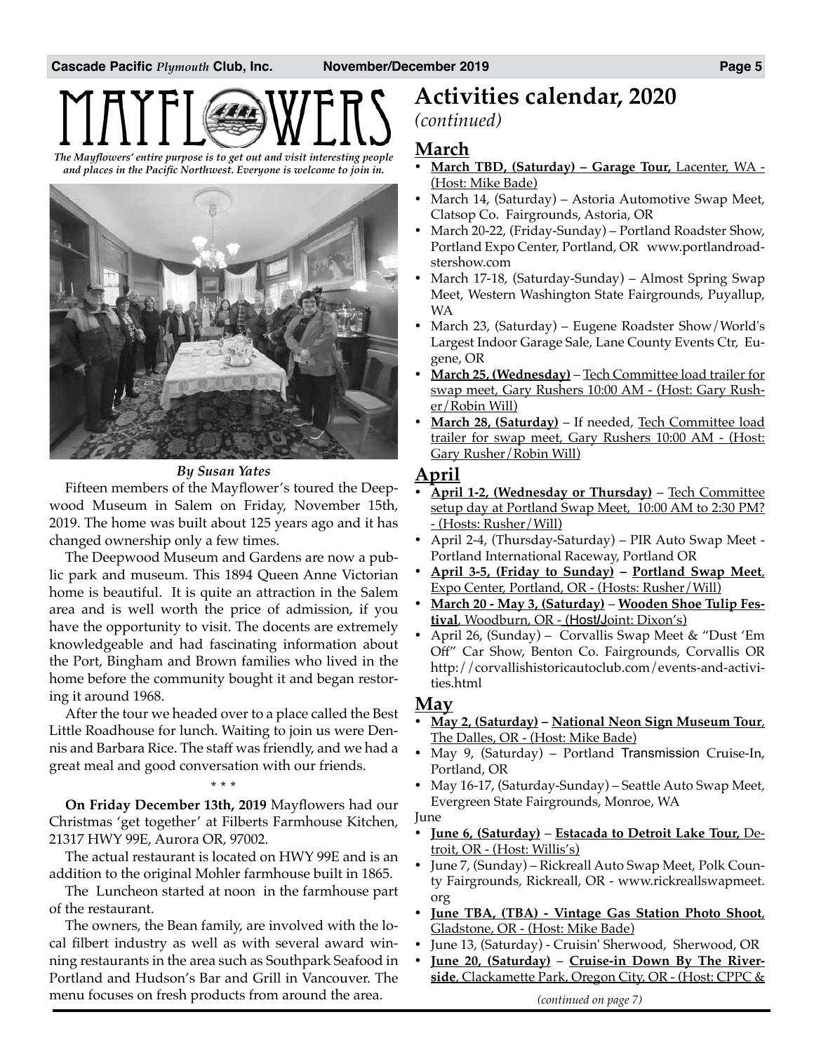# MAYFLOWERS

*The Mayflowers' entire purpose is to get out and visit interesting people and places in the Pacific Northwest. Everyone is welcome to join in.*

***By Susan Yates***

Fifteen members of the Mayflower's toured the Deepwood Museum in Salem on Friday, November 15th, 2019. The home was built about 125 years ago and it has changed ownership only a few times.

The Deepwood Museum and Gardens are now a public park and museum. This 1894 Queen Anne Victorian home is beautiful. It is quite an attraction in the Salem area and is well worth the price of admission, if you have the opportunity to visit. The docents are extremely knowledgeable and had fascinating information about the Port, Bingham and Brown families who lived in the home before the community bought it and began restoring it around 1968.

After the tour we headed over to a place called the Best Little Roadhouse for lunch. Waiting to join us were Dennis and Barbara Rice. The staff was friendly, and we had a great meal and good conversation with our friends.

\* \* \*

**On Friday December 13th, 2019** Mayflowers had our Christmas 'get together' at Filberts Farmhouse Kitchen, 21317 HWY 99E, Aurora OR, 97002.

The actual restaurant is located on HWY 99E and is an addition to the original Mohler farmhouse built in 1865.

The Luncheon started at noon in the farmhouse part of the restaurant.

The owners, the Bean family, are involved with the local filbert industry as well as with several award winning restaurants in the area such as Southpark Seafood in Portland and Hudson's Bar and Grill in Vancouver. The menu focuses on fresh products from around the area.

# Activities calendar, 2020

*(continued)*

## March

- **March TBD, (Saturday) – Garage Tour,** Lacenter, WA - (Host: Mike Bade)
- March 14, (Saturday) – Astoria Automotive Swap Meet, Clatsop Co. Fairgrounds, Astoria, OR
- March 20-22, (Friday-Sunday) – Portland Roadster Show, Portland Expo Center, Portland, OR www.portlandroadstershow.com
- March 17-18, (Saturday-Sunday) – Almost Spring Swap Meet, Western Washington State Fairgrounds, Puyallup, WA
- March 23, (Saturday) – Eugene Roadster Show/World's Largest Indoor Garage Sale, Lane County Events Ctr, Eugene, OR
- **March 25, (Wednesday)** – Tech Committee load trailer for swap meet, Gary Rushers 10:00 AM - (Host: Gary Rusher/Robin Will)
- **March 28, (Saturday)** – If needed, Tech Committee load trailer for swap meet, Gary Rushers 10:00 AM - (Host: Gary Rusher/Robin Will)

## April

- **April 1-2, (Wednesday or Thursday)** – Tech Committee setup day at Portland Swap Meet, 10:00 AM to 2:30 PM? - (Hosts: Rusher/Will)
- April 2-4, (Thursday-Saturday) – PIR Auto Swap Meet - Portland International Raceway, Portland OR
- **April 3-5, (Friday to Sunday) – Portland Swap Meet**, Expo Center, Portland, OR - (Hosts: Rusher/Will)
- **March 20 - May 3, (Saturday)** – **Wooden Shoe Tulip Festival**, Woodburn, OR - (Host/Joint: Dixon's)
- April 26, (Sunday) – Corvallis Swap Meet & "Dust 'Em Off" Car Show, Benton Co. Fairgrounds, Corvallis OR http://corvallishistoricautoclub.com/events-and-activities.html

## May

- **May 2, (Saturday) – National Neon Sign Museum Tour**, The Dalles, OR - (Host: Mike Bade)
- May 9, (Saturday) – Portland Transmission Cruise-In, Portland, OR
- May 16-17, (Saturday-Sunday) – Seattle Auto Swap Meet, Evergreen State Fairgrounds, Monroe, WA

June

- **June 6, (Saturday)** – **Estacada to Detroit Lake Tour,** Detroit, OR - (Host: Willis's)
- June 7, (Sunday) – Rickreall Auto Swap Meet, Polk County Fairgrounds, Rickreall, OR - www.rickreallswapmeet.org
- **June TBA, (TBA) - Vintage Gas Station Photo Shoot**, Gladstone, OR - (Host: Mike Bade)
- June 13, (Saturday) - Cruisin' Sherwood, Sherwood, OR
- **June 20, (Saturday)** – **Cruise-in Down By The Riverside**, Clackamette Park, Oregon City, OR - (Host: CPPC &

*(continued on page 7)*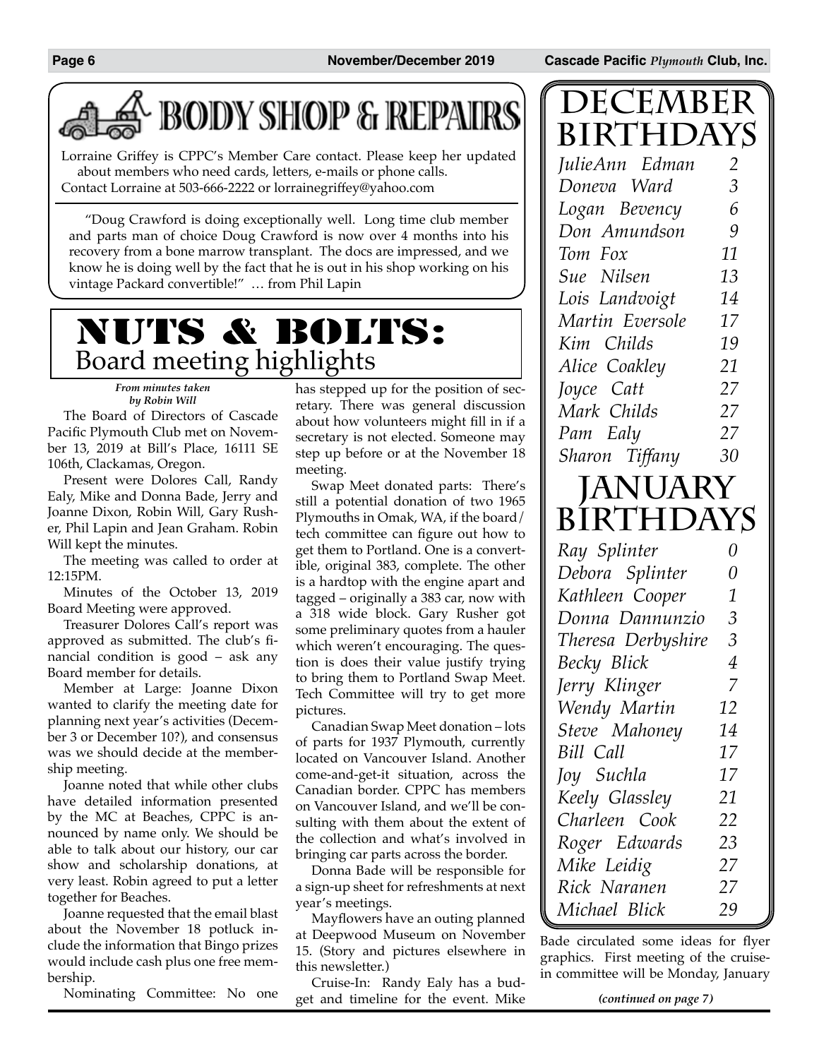# BODY SHOP & REPAIRS

Lorraine Griffey is CPPC's Member Care contact. Please keep her updated about members who need cards, letters, e-mails or phone calls. Contact Lorraine at 503-666-2222 or lorrainegriffey@yahoo.com

"Doug Crawford is doing exceptionally well. Long time club member and parts man of choice Doug Crawford is now over 4 months into his recovery from a bone marrow transplant. The docs are impressed, and we know he is doing well by the fact that he is out in his shop working on his vintage Packard convertible!" … from Phil Lapin

# NUTS & BOLTS:
## Board meeting highlights

***From minutes taken by Robin Will***

The Board of Directors of Cascade Pacific Plymouth Club met on November 13, 2019 at Bill's Place, 16111 SE 106th, Clackamas, Oregon.

Present were Dolores Call, Randy Ealy, Mike and Donna Bade, Jerry and Joanne Dixon, Robin Will, Gary Rusher, Phil Lapin and Jean Graham. Robin Will kept the minutes.

The meeting was called to order at 12:15PM.

Minutes of the October 13, 2019 Board Meeting were approved.

Treasurer Dolores Call's report was approved as submitted. The club's financial condition is good – ask any Board member for details.

Member at Large: Joanne Dixon wanted to clarify the meeting date for planning next year's activities (December 3 or December 10?), and consensus was we should decide at the membership meeting.

Joanne noted that while other clubs have detailed information presented by the MC at Beaches, CPPC is announced by name only. We should be able to talk about our history, our car show and scholarship donations, at very least. Robin agreed to put a letter together for Beaches.

Joanne requested that the email blast about the November 18 potluck include the information that Bingo prizes would include cash plus one free membership.

Nominating Committee: No one has stepped up for the position of secretary. There was general discussion about how volunteers might fill in if a secretary is not elected. Someone may step up before or at the November 18 meeting.

Swap Meet donated parts: There's still a potential donation of two 1965 Plymouths in Omak, WA, if the board/tech committee can figure out how to get them to Portland. One is a convertible, original 383, complete. The other is a hardtop with the engine apart and tagged – originally a 383 car, now with a 318 wide block. Gary Rusher got some preliminary quotes from a hauler which weren't encouraging. The question is does their value justify trying to bring them to Portland Swap Meet. Tech Committee will try to get more pictures.

Canadian Swap Meet donation – lots of parts for 1937 Plymouth, currently located on Vancouver Island. Another come-and-get-it situation, across the Canadian border. CPPC has members on Vancouver Island, and we'll be consulting with them about the extent of the collection and what's involved in bringing car parts across the border.

Donna Bade will be responsible for a sign-up sheet for refreshments at next year's meetings.

Mayflowers have an outing planned at Deepwood Museum on November 15. (Story and pictures elsewhere in this newsletter.)

Cruise-In: Randy Ealy has a budget and timeline for the event. Mike Bade circulated some ideas for flyer graphics. First meeting of the cruise-in committee will be Monday, January

*(continued on page 7)*

# December Birthdays

| | |
|---|---|
| *JulieAnn Edman* | *2* |
| *Doneva Ward* | *3* |
| *Logan Bevency* | *6* |
| *Don Amundson* | *9* |
| *Tom Fox* | *11* |
| *Sue Nilsen* | *13* |
| *Lois Landvoigt* | *14* |
| *Martin Eversole* | *17* |
| *Kim Childs* | *19* |
| *Alice Coakley* | *21* |
| *Joyce Catt* | *27* |
| *Mark Childs* | *27* |
| *Pam Ealy* | *27* |
| *Sharon Tiffany* | *30* |

# January Birthdays

| | |
|---|---|
| *Ray Splinter* | *0* |
| *Debora Splinter* | *0* |
| *Kathleen Cooper* | *1* |
| *Donna Dannunzio* | *3* |
| *Theresa Derbyshire* | *3* |
| *Becky Blick* | *4* |
| *Jerry Klinger* | *7* |
| *Wendy Martin* | *12* |
| *Steve Mahoney* | *14* |
| *Bill Call* | *17* |
| *Joy Suchla* | *17* |
| *Keely Glassley* | *21* |
| *Charleen Cook* | *22* |
| *Roger Edwards* | *23* |
| *Mike Leidig* | *27* |
| *Rick Naranen* | *27* |
| *Michael Blick* | *29* |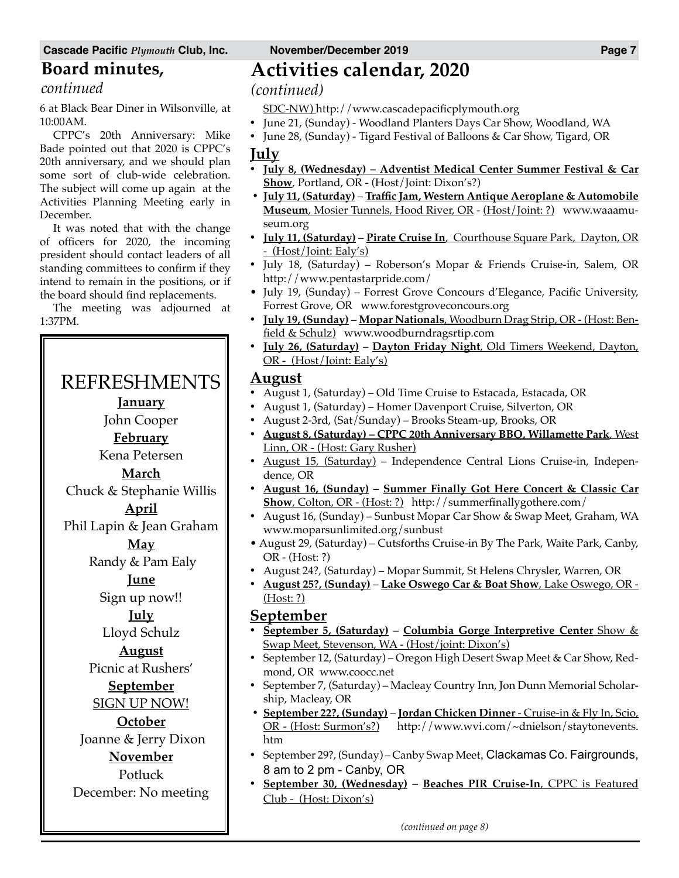## Board minutes,

*continued*

6 at Black Bear Diner in Wilsonville, at 10:00AM.

CPPC's 20th Anniversary: Mike Bade pointed out that 2020 is CPPC's 20th anniversary, and we should plan some sort of club-wide celebration. The subject will come up again at the Activities Planning Meeting early in December.

It was noted that with the change of officers for 2020, the incoming president should contact leaders of all standing committees to confirm if they intend to remain in the positions, or if the board should find replacements.

The meeting was adjourned at 1:37PM.

### REFRESHMENTS

**January**
John Cooper

**February**
Kena Petersen

**March**
Chuck & Stephanie Willis

**April**
Phil Lapin & Jean Graham

**May**
Randy & Pam Ealy

**June**
Sign up now!!

**July**
Lloyd Schulz

**August**
Picnic at Rushers'

**September**
SIGN UP NOW!

**October**
Joanne & Jerry Dixon

**November**
Potluck

December: No meeting

## Activities calendar, 2020

*(continued)*

SDC-NW) http://www.cascadepacificplymouth.org

- June 21, (Sunday) - Woodland Planters Days Car Show, Woodland, WA
- June 28, (Sunday) - Tigard Festival of Balloons & Car Show, Tigard, OR

### July

- **July 8, (Wednesday) – Adventist Medical Center Summer Festival & Car Show**, Portland, OR - (Host/Joint: Dixon's?)
- **July 11, (Saturday)** – **Traffic Jam, Western Antique Aeroplane & Automobile Museum**, Mosier Tunnels, Hood River, OR - (Host/Joint: ?) www.waaamuseum.org
- **July 11, (Saturday)** – **Pirate Cruise In**, Courthouse Square Park, Dayton, OR - (Host/Joint: Ealy's)
- July 18, (Saturday) – Roberson's Mopar & Friends Cruise-in, Salem, OR http://www.pentastarpride.com/
- July 19, (Sunday) – Forrest Grove Concours d'Elegance, Pacific University, Forrest Grove, OR www.forestgroveconcours.org
- **July 19, (Sunday)** – **Mopar Nationals**, Woodburn Drag Strip, OR - (Host: Benfield & Schulz) www.woodburndragsrtip.com
- **July 26, (Saturday)** – **Dayton Friday Night**, Old Timers Weekend, Dayton, OR - (Host/Joint: Ealy's)

### August

- August 1, (Saturday) – Old Time Cruise to Estacada, Estacada, OR
- August 1, (Saturday) – Homer Davenport Cruise, Silverton, OR
- August 2-3rd, (Sat/Sunday) – Brooks Steam-up, Brooks, OR
- **August 8, (Saturday) – CPPC 20th Anniversary BBQ, Willamette Park**, West Linn, OR - (Host: Gary Rusher)
- August 15, (Saturday) – Independence Central Lions Cruise-in, Independence, OR
- **August 16, (Sunday) – Summer Finally Got Here Concert & Classic Car Show**, Colton, OR - (Host: ?) http://summerfinallygothere.com/
- August 16, (Sunday) – Sunbust Mopar Car Show & Swap Meet, Graham, WA www.moparsunlimited.org/sunbust
- August 29, (Saturday) – Cutsforths Cruise-in By The Park, Waite Park, Canby, OR - (Host: ?)
- August 24?, (Saturday) – Mopar Summit, St Helens Chrysler, Warren, OR
- **August 25?, (Sunday)** – **Lake Oswego Car & Boat Show**, Lake Oswego, OR - (Host: ?)

### September

- **September 5, (Saturday)** – **Columbia Gorge Interpretive Center** Show & Swap Meet, Stevenson, WA - (Host/joint: Dixon's)
- September 12, (Saturday) – Oregon High Desert Swap Meet & Car Show, Redmond, OR www.coocc.net
- September 7, (Saturday) – Macleay Country Inn, Jon Dunn Memorial Scholarship, Macleay, OR
- **September 22?, (Sunday)** – **Jordan Chicken Dinner** - Cruise-in & Fly In, Scio, OR - (Host: Surmon's?) http://www.wvi.com/~dnielson/staytonevents.htm
- September 29?, (Sunday) – Canby Swap Meet, Clackamas Co. Fairgrounds, 8 am to 2 pm - Canby, OR
- **September 30, (Wednesday)** – **Beaches PIR Cruise-In**, CPPC is Featured Club - (Host: Dixon's)

*(continued on page 8)*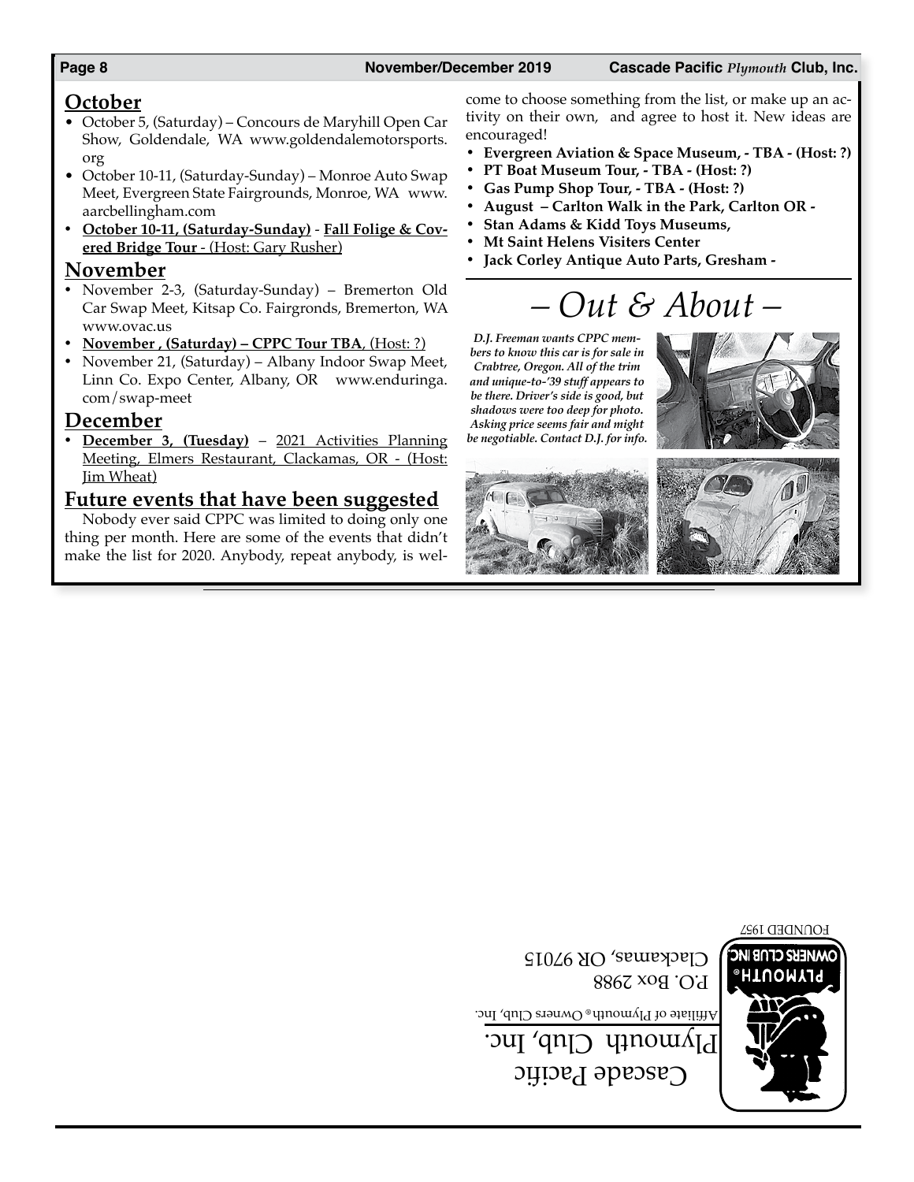## October

- October 5, (Saturday) – Concours de Maryhill Open Car Show, Goldendale, WA www.goldendalemotorsports.org
- October 10-11, (Saturday-Sunday) – Monroe Auto Swap Meet, Evergreen State Fairgrounds, Monroe, WA www.aarcbellingham.com
- **October 10-11, (Saturday-Sunday)** - **Fall Folige & Covered Bridge Tour** - (Host: Gary Rusher)

## November

- November 2-3, (Saturday-Sunday) – Bremerton Old Car Swap Meet, Kitsap Co. Fairgronds, Bremerton, WA www.ovac.us
- **November , (Saturday) – CPPC Tour TBA**, (Host: ?)
- November 21, (Saturday) – Albany Indoor Swap Meet, Linn Co. Expo Center, Albany, OR www.enduringa.com/swap-meet

## December

- **December 3, (Tuesday)** – 2021 Activities Planning Meeting, Elmers Restaurant, Clackamas, OR - (Host: Jim Wheat)

## Future events that have been suggested

Nobody ever said CPPC was limited to doing only one thing per month. Here are some of the events that didn't make the list for 2020. Anybody, repeat anybody, is welcome to choose something from the list, or make up an activity on their own, and agree to host it. New ideas are encouraged!

- **Evergreen Aviation & Space Museum, - TBA - (Host: ?)**
- **PT Boat Museum Tour, - TBA - (Host: ?)**
- **Gas Pump Shop Tour, - TBA - (Host: ?)**
- **August – Carlton Walk in the Park, Carlton OR -**
- **Stan Adams & Kidd Toys Museums,**
- **Mt Saint Helens Visiters Center**
- **Jack Corley Antique Auto Parts, Gresham -**

# – Out & About –

***D.J. Freeman wants CPPC members to know this car is for sale in Crabtree, Oregon. All of the trim and unique-to-'39 stuff appears to be there. Driver's side is good, but shadows were too deep for photo. Asking price seems fair and might be negotiable. Contact D.J. for info.***

Cascade Pacific Plymouth Club, Inc.
Affiliate of Plymouth® Owners Club, Inc.
P.O. Box 2988
Clackamas, OR 97015

PLYMOUTH® OWNERS CLUB INC.
FOUNDED 1957